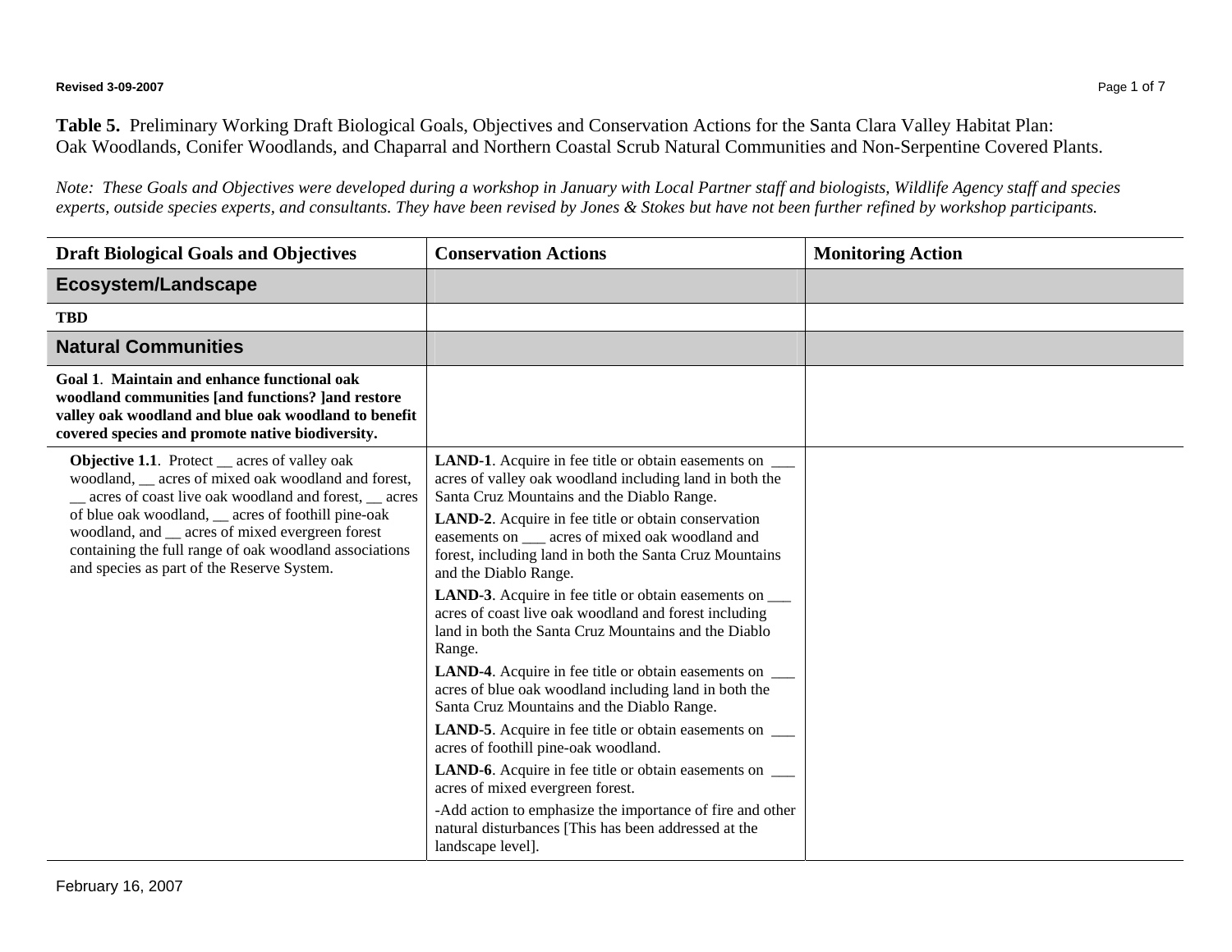**Table 5.** Preliminary Working Draft Biological Goals, Objectives and Conservation Actions for the Santa Clara Valley Habitat Plan: Oak Woodlands, Conifer Woodlands, and Chaparral and Northern Coastal Scrub Natural Communities and Non-Serpentine Covered Plants.

*Note: These Goals and Objectives were developed during a workshop in January with Local Partner staff and biologists, Wildlife Agency staff and species experts, outside species experts, and consultants. They have been revised by Jones & Stokes but have not been further refined by workshop participants.*

| Draft Biological Goals and Objectives | Conservation Actions | Monitoring Action |
|---|---|---|
| **Ecosystem/Landscape** | | |
| **TBD** | | |
| **Natural Communities** | | |
| **Goal 1. Maintain and enhance functional oak woodland communities [and functions? ]and restore valley oak woodland and blue oak woodland to benefit covered species and promote native biodiversity.** | | |
| **Objective 1.1.** Protect __ acres of valley oak woodland, __ acres of mixed oak woodland and forest, __ acres of coast live oak woodland and forest, __ acres of blue oak woodland, __ acres of foothill pine-oak woodland, and __ acres of mixed evergreen forest containing the full range of oak woodland associations and species as part of the Reserve System. | **LAND-1**. Acquire in fee title or obtain easements on ___ acres of valley oak woodland including land in both the Santa Cruz Mountains and the Diablo Range.<br>**LAND-2**. Acquire in fee title or obtain conservation easements on ___ acres of mixed oak woodland and forest, including land in both the Santa Cruz Mountains and the Diablo Range.<br>**LAND-3**. Acquire in fee title or obtain easements on ___ acres of coast live oak woodland and forest including land in both the Santa Cruz Mountains and the Diablo Range.<br>**LAND-4**. Acquire in fee title or obtain easements on ___ acres of blue oak woodland including land in both the Santa Cruz Mountains and the Diablo Range.<br>**LAND-5**. Acquire in fee title or obtain easements on ___ acres of foothill pine-oak woodland.<br>**LAND-6**. Acquire in fee title or obtain easements on ___ acres of mixed evergreen forest.<br>-Add action to emphasize the importance of fire and other natural disturbances [This has been addressed at the landscape level]. | |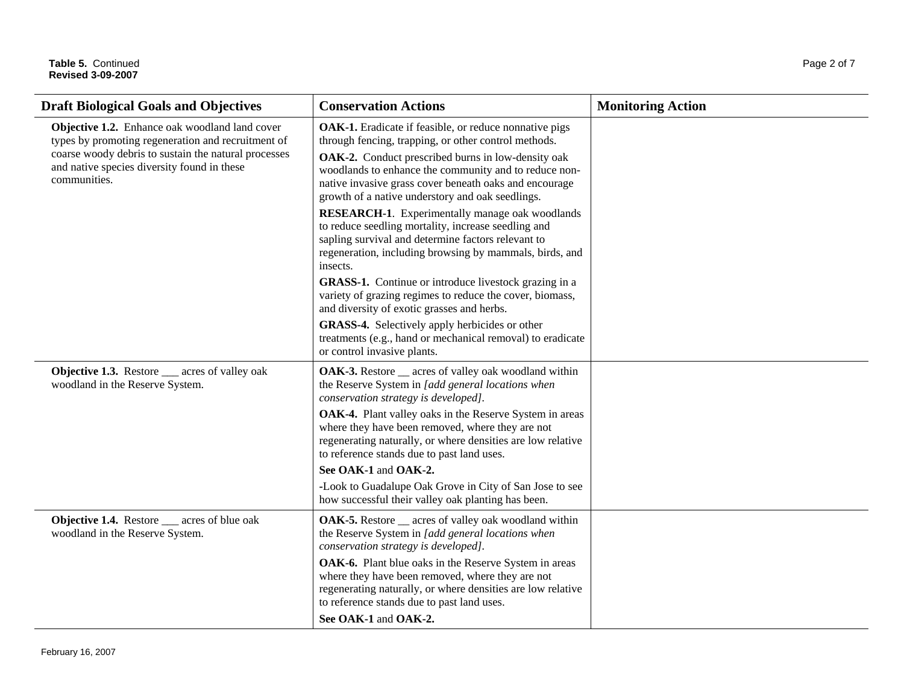**Table 5.** Continued
**Revised 3-09-2007**

| Draft Biological Goals and Objectives | Conservation Actions | Monitoring Action |
|---|---|---|
| **Objective 1.2.** Enhance oak woodland land cover types by promoting regeneration and recruitment of coarse woody debris to sustain the natural processes and native species diversity found in these communities. | **OAK-1.** Eradicate if feasible, or reduce nonnative pigs through fencing, trapping, or other control methods.<br><br>**OAK-2.** Conduct prescribed burns in low-density oak woodlands to enhance the community and to reduce non-native invasive grass cover beneath oaks and encourage growth of a native understory and oak seedlings.<br><br>**RESEARCH-1**. Experimentally manage oak woodlands to reduce seedling mortality, increase seedling and sapling survival and determine factors relevant to regeneration, including browsing by mammals, birds, and insects.<br><br>**GRASS-1.** Continue or introduce livestock grazing in a variety of grazing regimes to reduce the cover, biomass, and diversity of exotic grasses and herbs.<br><br>**GRASS-4.** Selectively apply herbicides or other treatments (e.g., hand or mechanical removal) to eradicate or control invasive plants. | |
| **Objective 1.3.** Restore ___ acres of valley oak woodland in the Reserve System. | **OAK-3.** Restore __ acres of valley oak woodland within the Reserve System in *[add general locations when conservation strategy is developed]*.<br><br>**OAK-4.** Plant valley oaks in the Reserve System in areas where they have been removed, where they are not regenerating naturally, or where densities are low relative to reference stands due to past land uses.<br><br>**See OAK-1** and **OAK-2.**<br><br>-Look to Guadalupe Oak Grove in City of San Jose to see how successful their valley oak planting has been. | |
| **Objective 1.4.** Restore ___ acres of blue oak woodland in the Reserve System. | **OAK-5.** Restore __ acres of valley oak woodland within the Reserve System in *[add general locations when conservation strategy is developed]*.<br><br>**OAK-6.** Plant blue oaks in the Reserve System in areas where they have been removed, where they are not regenerating naturally, or where densities are low relative to reference stands due to past land uses.<br><br>**See OAK-1** and **OAK-2.** | |

February 16, 2007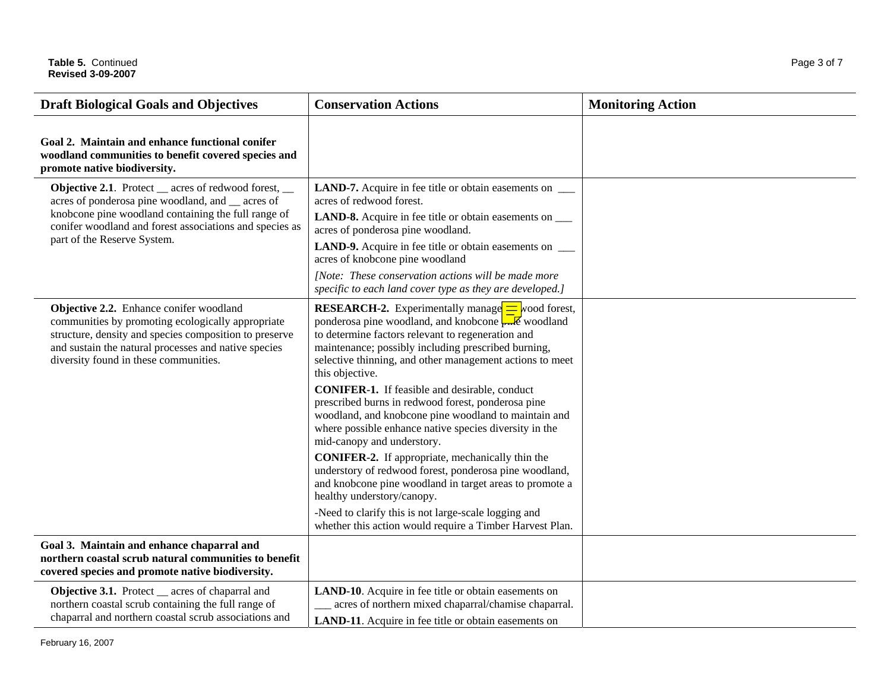**Table 5.** Continued
**Revised 3-09-2007**

| Draft Biological Goals and Objectives | Conservation Actions | Monitoring Action |
|---|---|---|
| **Goal 2. Maintain and enhance functional conifer woodland communities to benefit covered species and promote native biodiversity.** | | |
| **Objective 2.1**. Protect __ acres of redwood forest, __ acres of ponderosa pine woodland, and __ acres of knobcone pine woodland containing the full range of conifer woodland and forest associations and species as part of the Reserve System. | **LAND-7.** Acquire in fee title or obtain easements on ___ acres of redwood forest.<br>**LAND-8.** Acquire in fee title or obtain easements on ___ acres of ponderosa pine woodland.<br>**LAND-9.** Acquire in fee title or obtain easements on ___ acres of knobcone pine woodland<br>*[Note: These conservation actions will be made more specific to each land cover type as they are developed.]* | |
| **Objective 2.2.** Enhance conifer woodland communities by promoting ecologically appropriate structure, density and species composition to preserve and sustain the natural processes and native species diversity found in these communities. | **RESEARCH-2.** Experimentally manage redwood forest, ponderosa pine woodland, and knobcone pine woodland to determine factors relevant to regeneration and maintenance; possibly including prescribed burning, selective thinning, and other management actions to meet this objective.<br>**CONIFER-1.** If feasible and desirable, conduct prescribed burns in redwood forest, ponderosa pine woodland, and knobcone pine woodland to maintain and where possible enhance native species diversity in the mid-canopy and understory.<br>**CONIFER-2.** If appropriate, mechanically thin the understory of redwood forest, ponderosa pine woodland, and knobcone pine woodland in target areas to promote a healthy understory/canopy.<br>-Need to clarify this is not large-scale logging and whether this action would require a Timber Harvest Plan. | |
| **Goal 3. Maintain and enhance chaparral and northern coastal scrub natural communities to benefit covered species and promote native biodiversity.** | | |
| **Objective 3.1.** Protect __ acres of chaparral and northern coastal scrub containing the full range of chaparral and northern coastal scrub associations and | **LAND-10**. Acquire in fee title or obtain easements on ___ acres of northern mixed chaparral/chamise chaparral.<br>**LAND-11**. Acquire in fee title or obtain easements on | |

February 16, 2007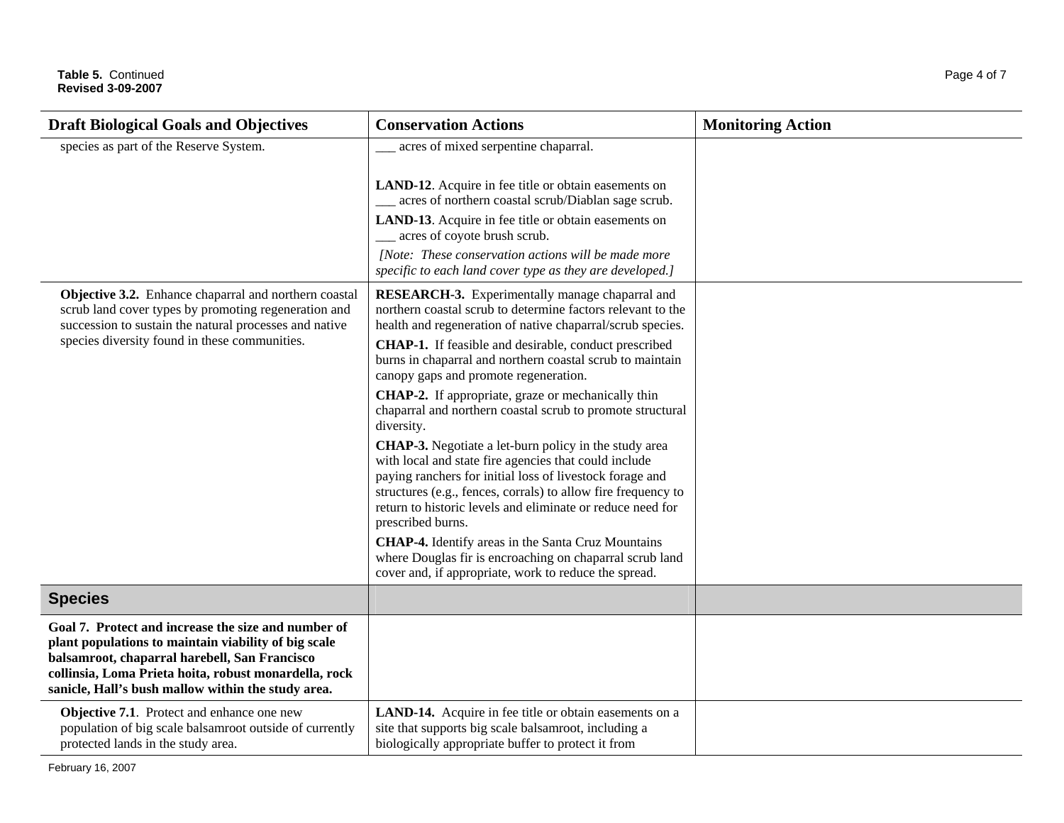**Table 5.** Continued
**Revised 3-09-2007**

| Draft Biological Goals and Objectives | Conservation Actions | Monitoring Action |
|---|---|---|
| species as part of the Reserve System. | ___ acres of mixed serpentine chaparral.<br><br>**LAND-12**. Acquire in fee title or obtain easements on ___ acres of northern coastal scrub/Diablan sage scrub.<br>**LAND-13**. Acquire in fee title or obtain easements on ___ acres of coyote brush scrub.<br>*[Note: These conservation actions will be made more specific to each land cover type as they are developed.]* | |
| **Objective 3.2.** Enhance chaparral and northern coastal scrub land cover types by promoting regeneration and succession to sustain the natural processes and native species diversity found in these communities. | **RESEARCH-3.** Experimentally manage chaparral and northern coastal scrub to determine factors relevant to the health and regeneration of native chaparral/scrub species.<br>**CHAP-1.** If feasible and desirable, conduct prescribed burns in chaparral and northern coastal scrub to maintain canopy gaps and promote regeneration.<br>**CHAP-2.** If appropriate, graze or mechanically thin chaparral and northern coastal scrub to promote structural diversity.<br>**CHAP-3.** Negotiate a let-burn policy in the study area with local and state fire agencies that could include paying ranchers for initial loss of livestock forage and structures (e.g., fences, corrals) to allow fire frequency to return to historic levels and eliminate or reduce need for prescribed burns.<br>**CHAP-4.** Identify areas in the Santa Cruz Mountains where Douglas fir is encroaching on chaparral scrub land cover and, if appropriate, work to reduce the spread. | |
| **Species** | | |
| **Goal 7. Protect and increase the size and number of plant populations to maintain viability of big scale balsamroot, chaparral harebell, San Francisco collinsia, Loma Prieta hoita, robust monardella, rock sanicle, Hall's bush mallow within the study area.** | | |
| **Objective 7.1**. Protect and enhance one new population of big scale balsamroot outside of currently protected lands in the study area. | **LAND-14.** Acquire in fee title or obtain easements on a site that supports big scale balsamroot, including a biologically appropriate buffer to protect it from | |

February 16, 2007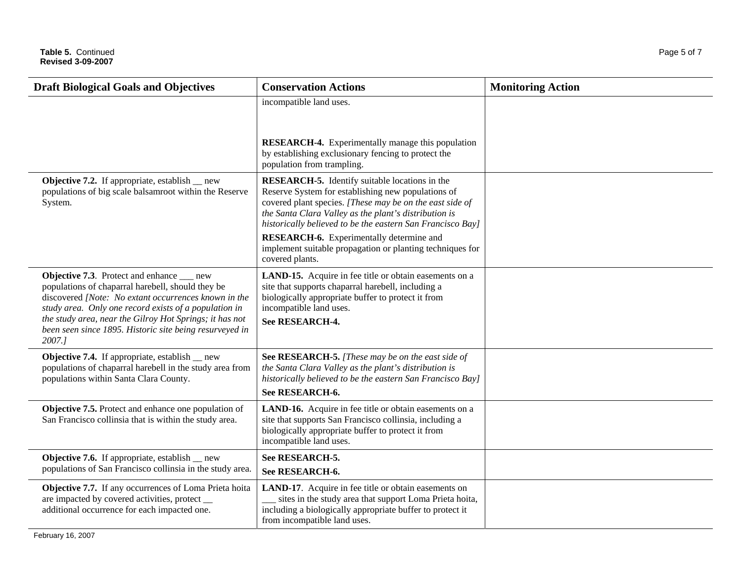**Table 5.** Continued
**Revised 3-09-2007**

| Draft Biological Goals and Objectives | Conservation Actions | Monitoring Action |
|---|---|---|
| | incompatible land uses.<br><br>**RESEARCH-4.** Experimentally manage this population by establishing exclusionary fencing to protect the population from trampling. | |
| **Objective 7.2.** If appropriate, establish __ new populations of big scale balsamroot within the Reserve System. | **RESEARCH-5.** Identify suitable locations in the Reserve System for establishing new populations of covered plant species. *[These may be on the east side of the Santa Clara Valley as the plant's distribution is historically believed to be the eastern San Francisco Bay]*<br>**RESEARCH-6.** Experimentally determine and implement suitable propagation or planting techniques for covered plants. | |
| **Objective 7.3**. Protect and enhance ___ new populations of chaparral harebell, should they be discovered *[Note: No extant occurrences known in the study area. Only one record exists of a population in the study area, near the Gilroy Hot Springs; it has not been seen since 1895. Historic site being resurveyed in 2007.]* | **LAND-15.** Acquire in fee title or obtain easements on a site that supports chaparral harebell, including a biologically appropriate buffer to protect it from incompatible land uses.<br>**See RESEARCH-4.** | |
| **Objective 7.4.** If appropriate, establish __ new populations of chaparral harebell in the study area from populations within Santa Clara County. | **See RESEARCH-5.** *[These may be on the east side of the Santa Clara Valley as the plant's distribution is historically believed to be the eastern San Francisco Bay]*<br>**See RESEARCH-6.** | |
| **Objective 7.5.** Protect and enhance one population of San Francisco collinsia that is within the study area. | **LAND-16.** Acquire in fee title or obtain easements on a site that supports San Francisco collinsia, including a biologically appropriate buffer to protect it from incompatible land uses. | |
| **Objective 7.6.** If appropriate, establish __ new populations of San Francisco collinsia in the study area. | **See RESEARCH-5.**<br>**See RESEARCH-6.** | |
| **Objective 7.7.** If any occurrences of Loma Prieta hoita are impacted by covered activities, protect __ additional occurrence for each impacted one. | **LAND-17**. Acquire in fee title or obtain easements on ___ sites in the study area that support Loma Prieta hoita, including a biologically appropriate buffer to protect it from incompatible land uses. | |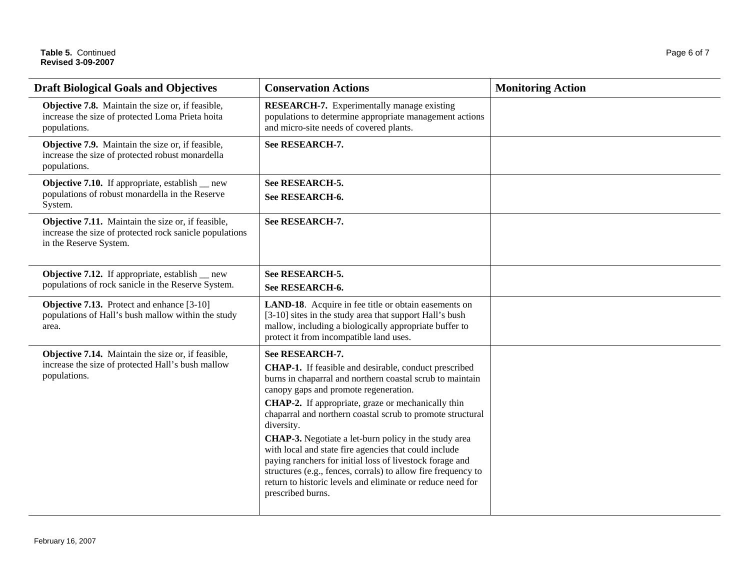**Table 5.** Continued
**Revised 3-09-2007**

| Draft Biological Goals and Objectives | Conservation Actions | Monitoring Action |
|---|---|---|
| **Objective 7.8.** Maintain the size or, if feasible, increase the size of protected Loma Prieta hoita populations. | **RESEARCH-7.** Experimentally manage existing populations to determine appropriate management actions and micro-site needs of covered plants. | |
| **Objective 7.9.** Maintain the size or, if feasible, increase the size of protected robust monardella populations. | **See RESEARCH-7.** | |
| **Objective 7.10.** If appropriate, establish __ new populations of robust monardella in the Reserve System. | **See RESEARCH-5.**<br>**See RESEARCH-6.** | |
| **Objective 7.11.** Maintain the size or, if feasible, increase the size of protected rock sanicle populations in the Reserve System. | **See RESEARCH-7.** | |
| **Objective 7.12.** If appropriate, establish __ new populations of rock sanicle in the Reserve System. | **See RESEARCH-5.**<br>**See RESEARCH-6.** | |
| **Objective 7.13.** Protect and enhance [3-10] populations of Hall's bush mallow within the study area. | **LAND-18**. Acquire in fee title or obtain easements on [3-10] sites in the study area that support Hall's bush mallow, including a biologically appropriate buffer to protect it from incompatible land uses. | |
| **Objective 7.14.** Maintain the size or, if feasible, increase the size of protected Hall's bush mallow populations. | **See RESEARCH-7.**<br>**CHAP-1.** If feasible and desirable, conduct prescribed burns in chaparral and northern coastal scrub to maintain canopy gaps and promote regeneration.<br>**CHAP-2.** If appropriate, graze or mechanically thin chaparral and northern coastal scrub to promote structural diversity.<br>**CHAP-3.** Negotiate a let-burn policy in the study area with local and state fire agencies that could include paying ranchers for initial loss of livestock forage and structures (e.g., fences, corrals) to allow fire frequency to return to historic levels and eliminate or reduce need for prescribed burns. | |

February 16, 2007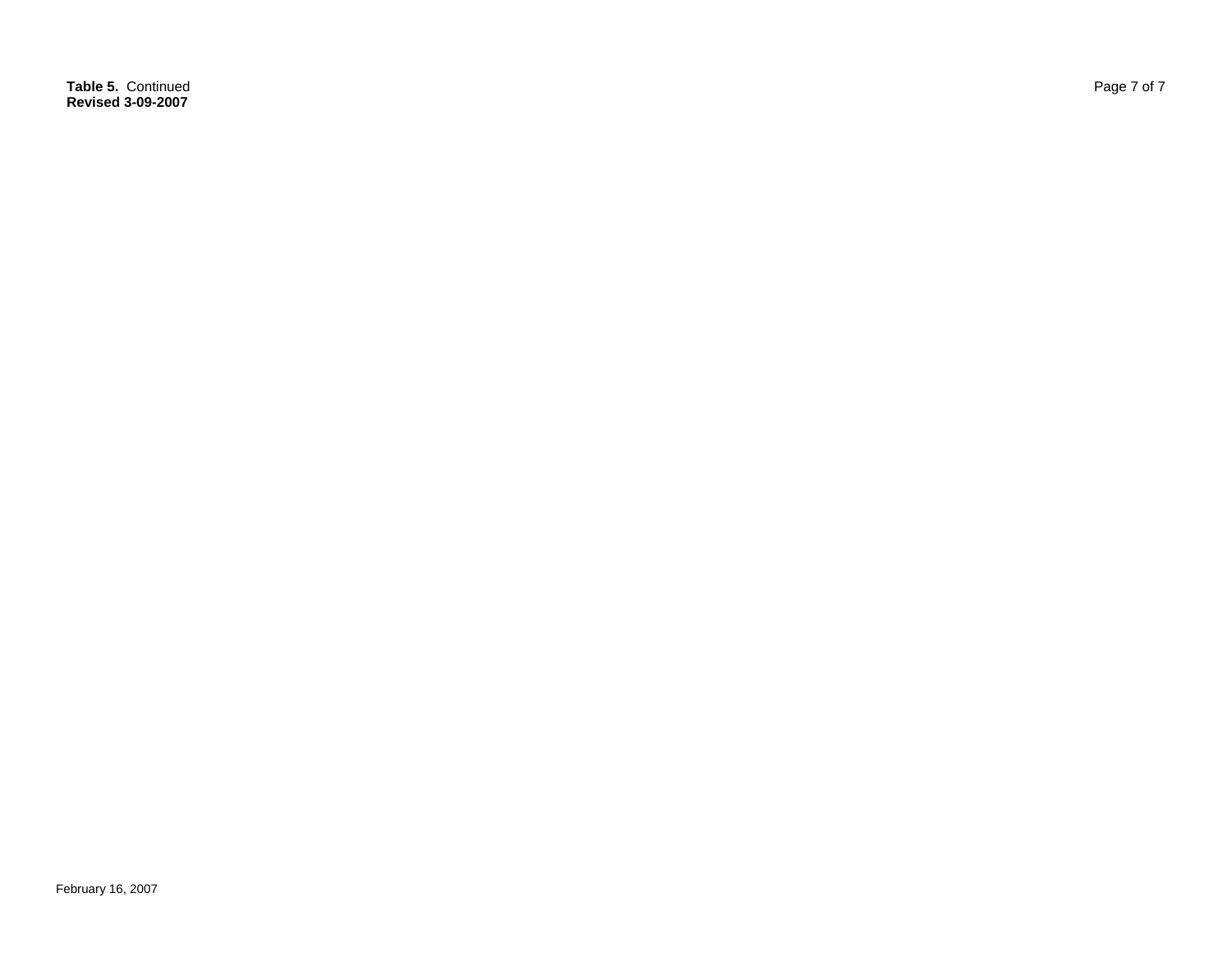**Table 5.** Continued
**Revised 3-09-2007**